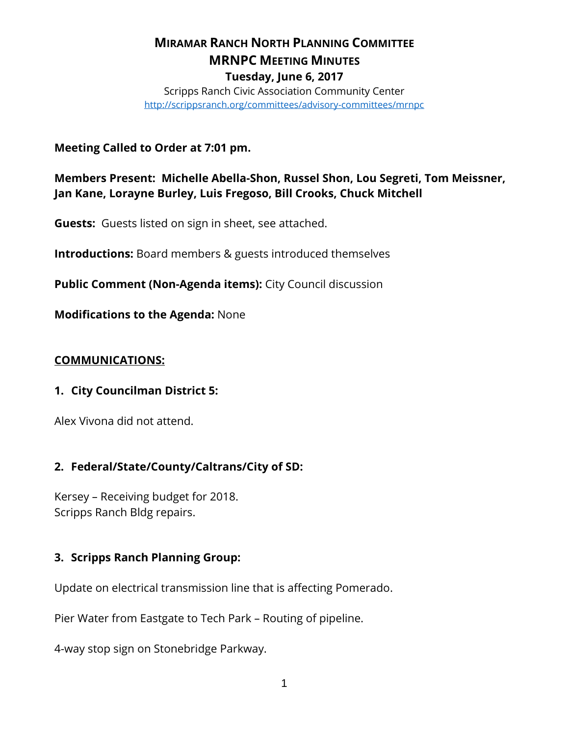# MIRAMAR RANCH NORTH PLANNING COMMITTEE
## MRNPC MEETING MINUTES
### Tuesday, June 6, 2017

Scripps Ranch Civic Association Community Center
http://scrippsranch.org/committees/advisory-committees/mrnpc

**Meeting Called to Order at 7:01 pm.**

**Members Present: Michelle Abella-Shon, Russel Shon, Lou Segreti, Tom Meissner, Jan Kane, Lorayne Burley, Luis Fregoso, Bill Crooks, Chuck Mitchell**

**Guests:** Guests listed on sign in sheet, see attached.

**Introductions:** Board members & guests introduced themselves

**Public Comment (Non-Agenda items):** City Council discussion

**Modifications to the Agenda:** None

## COMMUNICATIONS:

### 1. City Councilman District 5:

Alex Vivona did not attend.

### 2. Federal/State/County/Caltrans/City of SD:

Kersey – Receiving budget for 2018.
Scripps Ranch Bldg repairs.

### 3. Scripps Ranch Planning Group:

Update on electrical transmission line that is affecting Pomerado.

Pier Water from Eastgate to Tech Park – Routing of pipeline.

4-way stop sign on Stonebridge Parkway.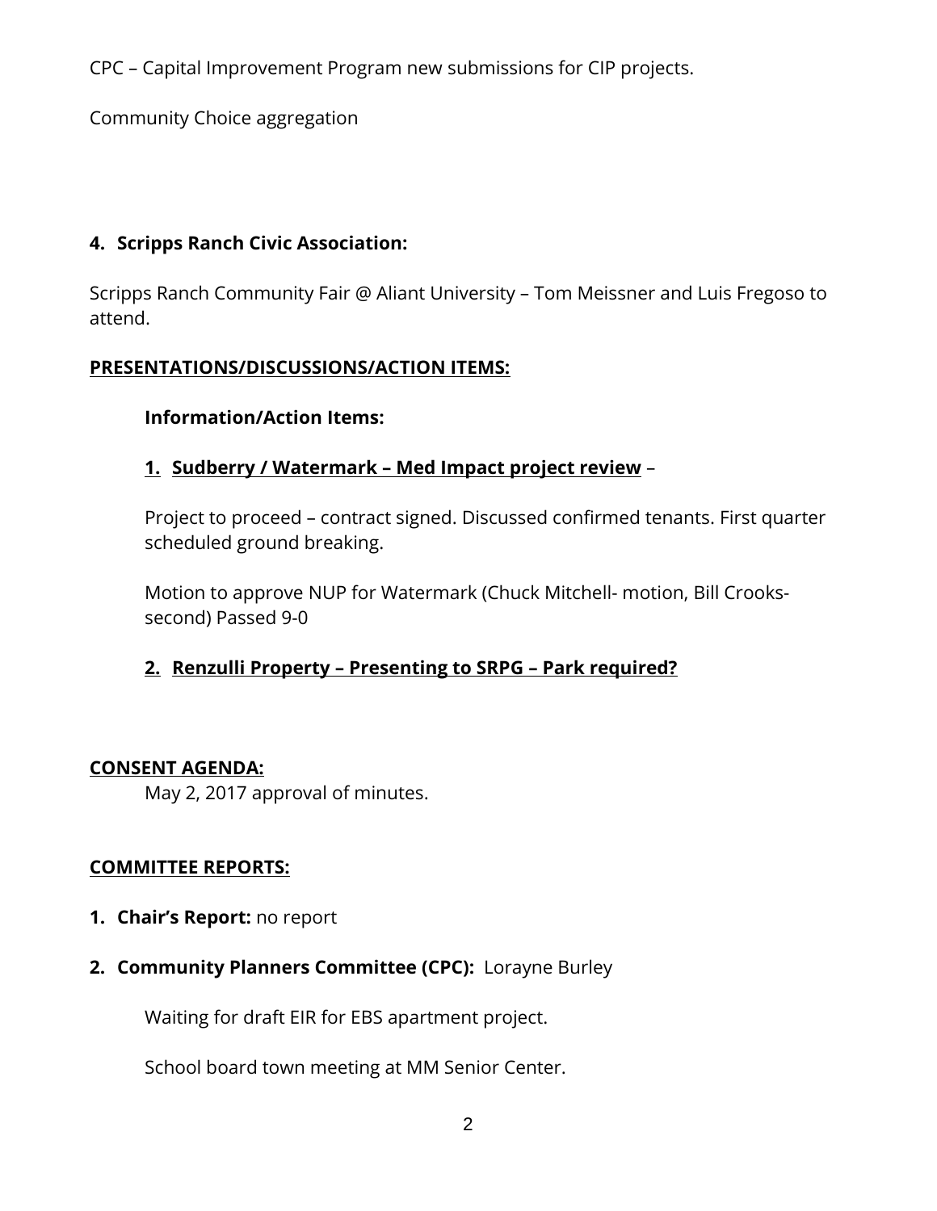CPC – Capital Improvement Program new submissions for CIP projects.

Community Choice aggregation

**4. Scripps Ranch Civic Association:**

Scripps Ranch Community Fair @ Aliant University – Tom Meissner and Luis Fregoso to attend.

**PRESENTATIONS/DISCUSSIONS/ACTION ITEMS:**

**Information/Action Items:**

**1. Sudberry / Watermark – Med Impact project review** –

Project to proceed – contract signed. Discussed confirmed tenants. First quarter scheduled ground breaking.

Motion to approve NUP for Watermark (Chuck Mitchell- motion, Bill Crooks- second) Passed 9-0

**2. Renzulli Property – Presenting to SRPG – Park required?**

**CONSENT AGENDA:**

May 2, 2017 approval of minutes.

**COMMITTEE REPORTS:**

**1. Chair's Report:** no report

**2. Community Planners Committee (CPC):** Lorayne Burley

Waiting for draft EIR for EBS apartment project.

School board town meeting at MM Senior Center.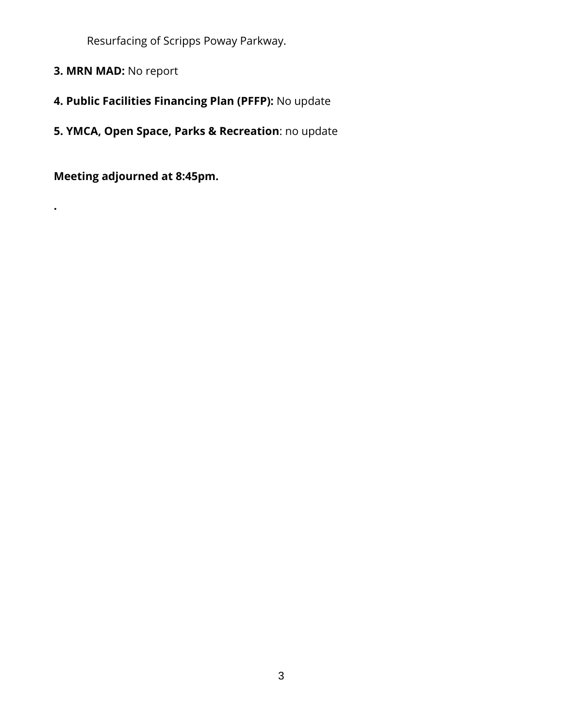Resurfacing of Scripps Poway Parkway.

**3. MRN MAD:** No report

**4. Public Facilities Financing Plan (PFFP):** No update

**5. YMCA, Open Space, Parks & Recreation**: no update

**Meeting adjourned at 8:45pm.**

.